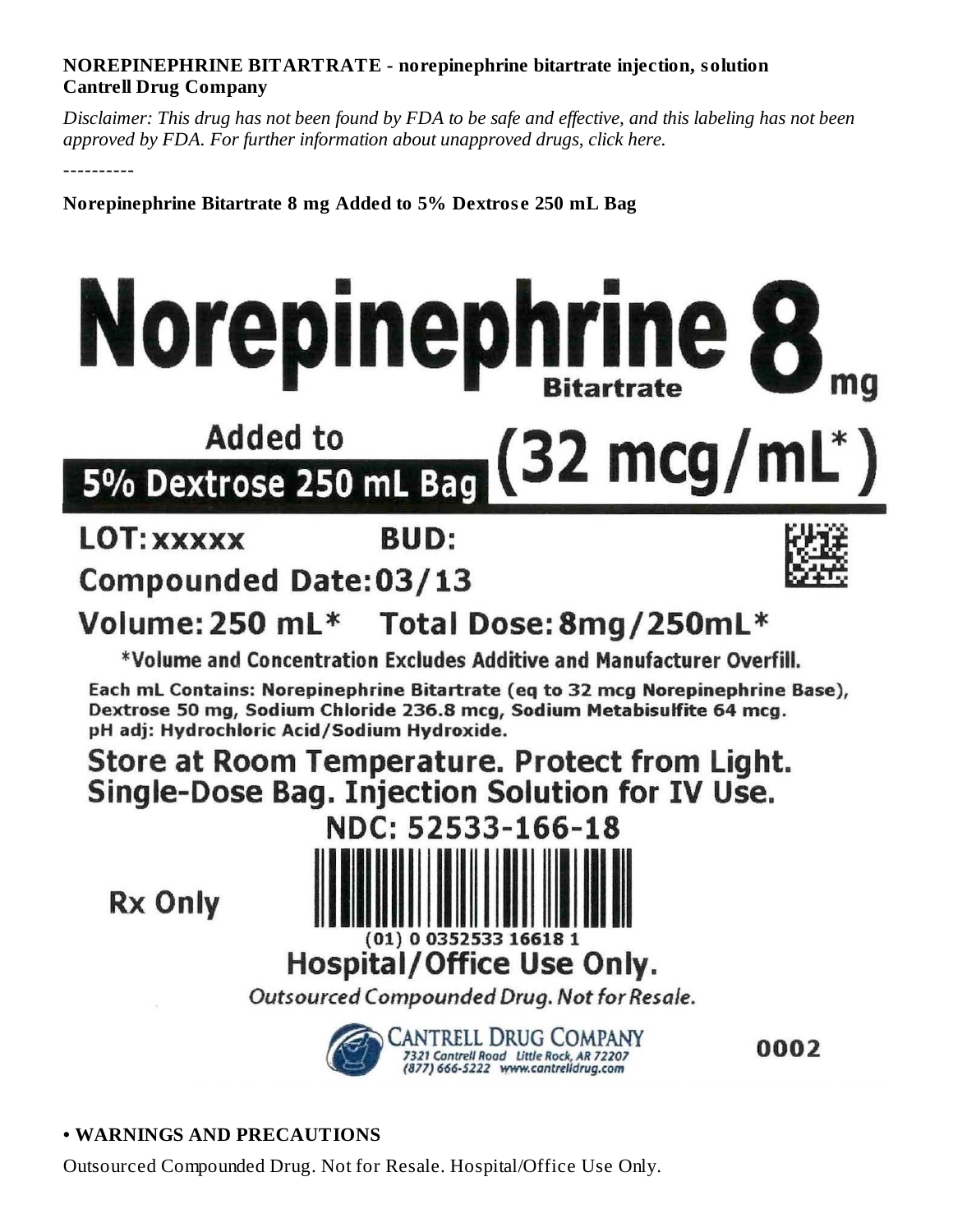**NOREPINEPHRINE BITARTRATE - norepinephrine bitartrate injection, solution**
**Cantrell Drug Company**

*Disclaimer: This drug has not been found by FDA to be safe and effective, and this labeling has not been approved by FDA. For further information about unapproved drugs, click here.*

----------

**Norepinephrine Bitartrate 8 mg Added to 5% Dextrose 250 mL Bag**

# Norepinephrine Bitartrate 8 mg

Added to
5% Dextrose 250 mL Bag (32 mcg/mL*)

LOT: xxxxx BUD:

Compounded Date: 03/13

Volume: 250 mL* Total Dose: 8mg/250mL*

*Volume and Concentration Excludes Additive and Manufacturer Overfill.

Each mL Contains: Norepinephrine Bitartrate (eq to 32 mcg Norepinephrine Base), Dextrose 50 mg, Sodium Chloride 236.8 mcg, Sodium Metabisulfite 64 mcg.
pH adj: Hydrochloric Acid/Sodium Hydroxide.

Store at Room Temperature. Protect from Light.
Single-Dose Bag. Injection Solution for IV Use.

NDC: 52533-166-18

Rx Only

(01) 0 0352533 16618 1

Hospital/Office Use Only.

*Outsourced Compounded Drug. Not for Resale.*

CANTRELL DRUG COMPANY
7321 Cantrell Road Little Rock, AR 72207
(877) 666-5222 www.cantrelldrug.com

0002

**• WARNINGS AND PRECAUTIONS**

Outsourced Compounded Drug. Not for Resale. Hospital/Office Use Only.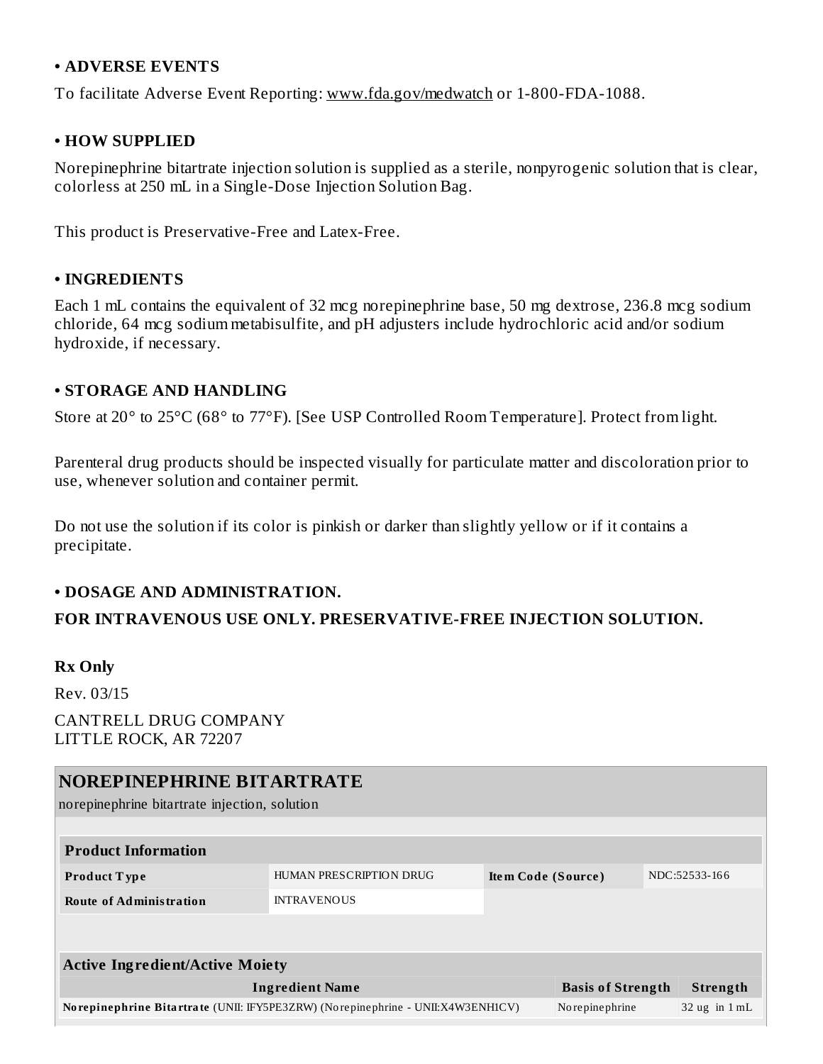## • ADVERSE EVENTS

To facilitate Adverse Event Reporting: www.fda.gov/medwatch or 1-800-FDA-1088.

## • HOW SUPPLIED

Norepinephrine bitartrate injection solution is supplied as a sterile, nonpyrogenic solution that is clear, colorless at 250 mL in a Single-Dose Injection Solution Bag.

This product is Preservative-Free and Latex-Free.

## • INGREDIENTS

Each 1 mL contains the equivalent of 32 mcg norepinephrine base, 50 mg dextrose, 236.8 mcg sodium chloride, 64 mcg sodium metabisulfite, and pH adjusters include hydrochloric acid and/or sodium hydroxide, if necessary.

## • STORAGE AND HANDLING

Store at 20° to 25°C (68° to 77°F). [See USP Controlled Room Temperature]. Protect from light.

Parenteral drug products should be inspected visually for particulate matter and discoloration prior to use, whenever solution and container permit.

Do not use the solution if its color is pinkish or darker than slightly yellow or if it contains a precipitate.

## • DOSAGE AND ADMINISTRATION.

**FOR INTRAVENOUS USE ONLY. PRESERVATIVE-FREE INJECTION SOLUTION.**

**Rx Only**

Rev. 03/15

CANTRELL DRUG COMPANY
LITTLE ROCK, AR 72207

## NOREPINEPHRINE BITARTRATE

norepinephrine bitartrate injection, solution

| **Product Information** | | | |
|---|---|---|---|
| **Product Type** | HUMAN PRESCRIPTION DRUG | **Item Code (Source)** | NDC:52533-166 |
| **Route of Administration** | INTRAVENOUS | | |

| **Active Ingredient/Active Moiety** | | |
|---|---|---|
| **Ingredient Name** | **Basis of Strength** | **Strength** |
| **Norepinephrine Bitartrate** (UNII: IFY5PE3ZRW) (Norepinephrine - UNII:X4W3ENH1CV) | Norepinephrine | 32 ug in 1 mL |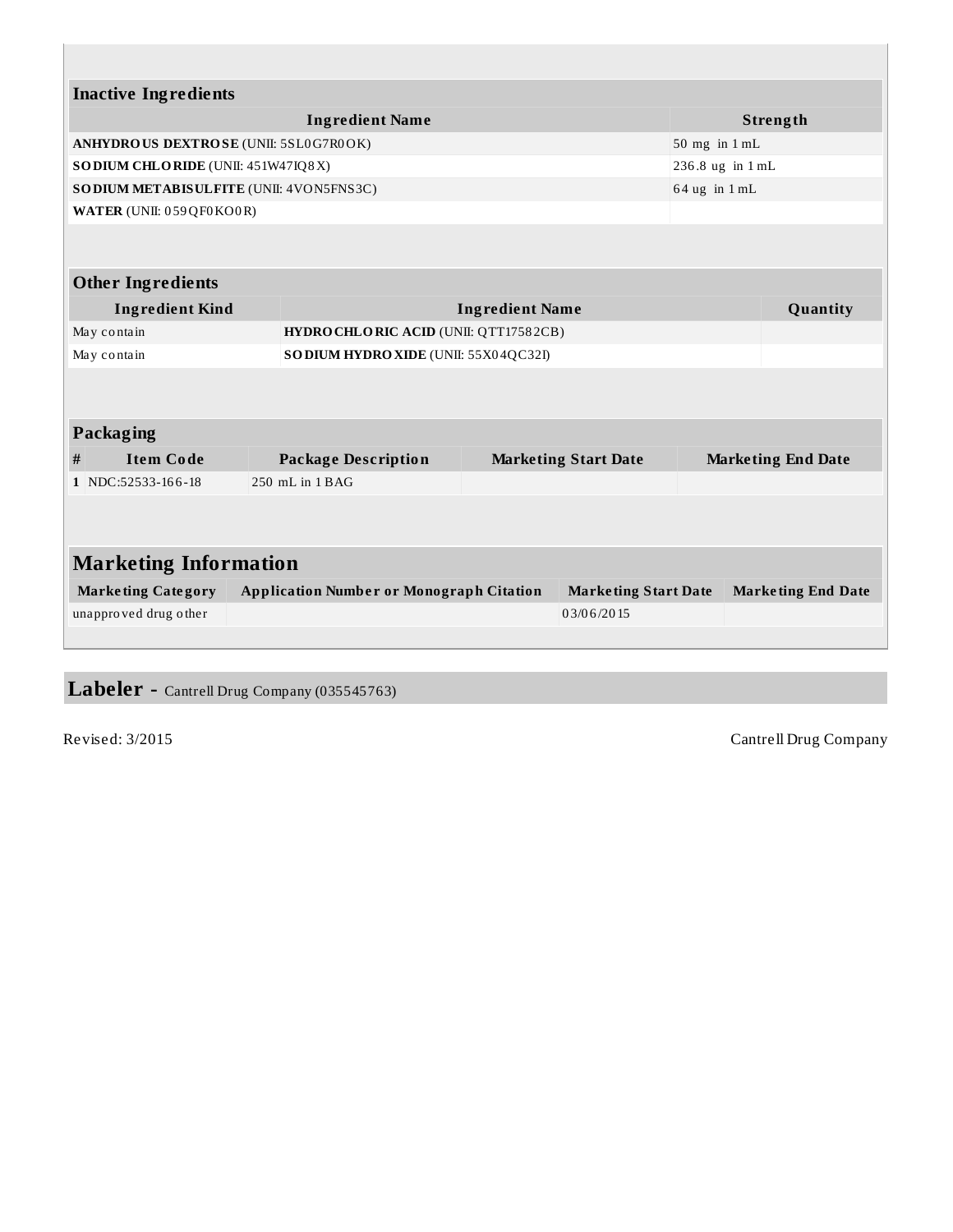### Inactive Ingredients

| Ingredient Name | Strength |
| --- | --- |
| **ANHYDROUS DEXTROSE** (UNII: 5SL0G7R0OK) | 50 mg in 1 mL |
| **SODIUM CHLORIDE** (UNII: 451W47IQ8X) | 236.8 ug in 1 mL |
| **SODIUM METABISULFITE** (UNII: 4VON5FNS3C) | 64 ug in 1 mL |
| **WATER** (UNII: 059QF0KO0R) | |

### Other Ingredients

| Ingredient Kind | Ingredient Name | Quantity |
| --- | --- | --- |
| May contain | **HYDROCHLORIC ACID** (UNII: QTT17582CB) | |
| May contain | **SODIUM HYDROXIDE** (UNII: 55X04QC32I) | |

### Packaging

| # | Item Code | Package Description | Marketing Start Date | Marketing End Date |
| --- | --- | --- | --- | --- |
| 1 | NDC:52533-166-18 | 250 mL in 1 BAG | | |

## Marketing Information

| Marketing Category | Application Number or Monograph Citation | Marketing Start Date | Marketing End Date |
| --- | --- | --- | --- |
| unapproved drug other | | 03/06/2015 | |

## Labeler - Cantrell Drug Company (035545763)

Revised: 3/2015

Cantrell Drug Company